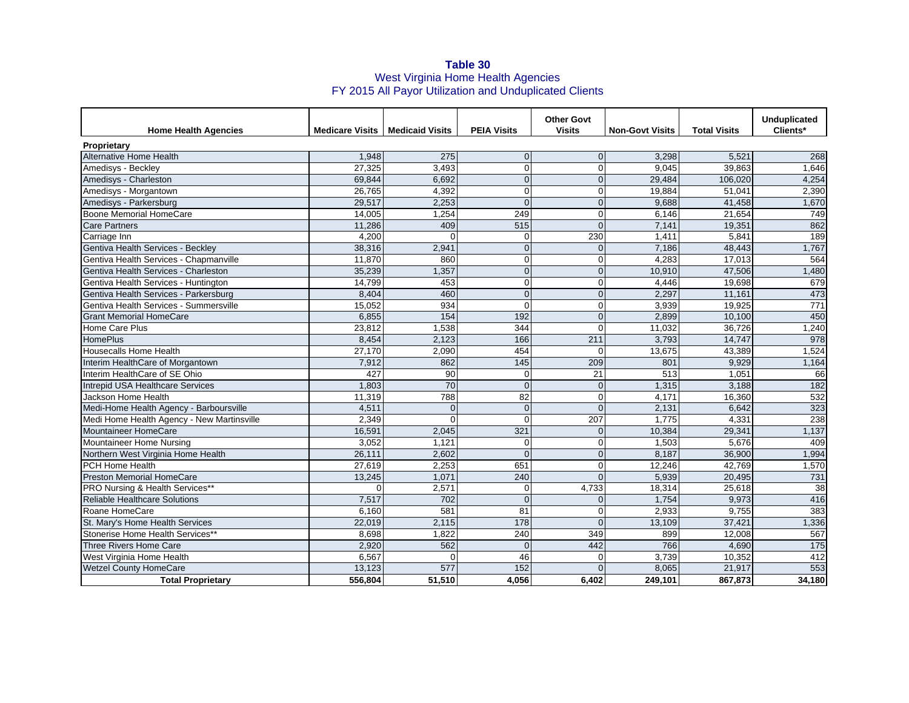# Table 30

## West Virginia Home Health Agencies
## FY 2015 All Payor Utilization and Unduplicated Clients

| Home Health Agencies | Medicare Visits | Medicaid Visits | PEIA Visits | Other Govt Visits | Non-Govt Visits | Total Visits | Unduplicated Clients* |
|---|---|---|---|---|---|---|---|
| **Proprietary** | | | | | | | |
| Alternative Home Health | 1,948 | 275 | 0 | 0 | 3,298 | 5,521 | 268 |
| Amedisys - Beckley | 27,325 | 3,493 | 0 | 0 | 9,045 | 39,863 | 1,646 |
| Amedisys - Charleston | 69,844 | 6,692 | 0 | 0 | 29,484 | 106,020 | 4,254 |
| Amedisys - Morgantown | 26,765 | 4,392 | 0 | 0 | 19,884 | 51,041 | 2,390 |
| Amedisys - Parkersburg | 29,517 | 2,253 | 0 | 0 | 9,688 | 41,458 | 1,670 |
| Boone Memorial HomeCare | 14,005 | 1,254 | 249 | 0 | 6,146 | 21,654 | 749 |
| Care Partners | 11,286 | 409 | 515 | 0 | 7,141 | 19,351 | 862 |
| Carriage Inn | 4,200 | 0 | 0 | 230 | 1,411 | 5,841 | 189 |
| Gentiva Health Services - Beckley | 38,316 | 2,941 | 0 | 0 | 7,186 | 48,443 | 1,767 |
| Gentiva Health Services - Chapmanville | 11,870 | 860 | 0 | 0 | 4,283 | 17,013 | 564 |
| Gentiva Health Services - Charleston | 35,239 | 1,357 | 0 | 0 | 10,910 | 47,506 | 1,480 |
| Gentiva Health Services - Huntington | 14,799 | 453 | 0 | 0 | 4,446 | 19,698 | 679 |
| Gentiva Health Services - Parkersburg | 8,404 | 460 | 0 | 0 | 2,297 | 11,161 | 473 |
| Gentiva Health Services - Summersville | 15,052 | 934 | 0 | 0 | 3,939 | 19,925 | 771 |
| Grant Memorial HomeCare | 6,855 | 154 | 192 | 0 | 2,899 | 10,100 | 450 |
| Home Care Plus | 23,812 | 1,538 | 344 | 0 | 11,032 | 36,726 | 1,240 |
| HomePlus | 8,454 | 2,123 | 166 | 211 | 3,793 | 14,747 | 978 |
| Housecalls Home Health | 27,170 | 2,090 | 454 | 0 | 13,675 | 43,389 | 1,524 |
| Interim HealthCare of Morgantown | 7,912 | 862 | 145 | 209 | 801 | 9,929 | 1,164 |
| Interim HealthCare of SE Ohio | 427 | 90 | 0 | 21 | 513 | 1,051 | 66 |
| Intrepid USA Healthcare Services | 1,803 | 70 | 0 | 0 | 1,315 | 3,188 | 182 |
| Jackson Home Health | 11,319 | 788 | 82 | 0 | 4,171 | 16,360 | 532 |
| Medi-Home Health Agency - Barboursville | 4,511 | 0 | 0 | 0 | 2,131 | 6,642 | 323 |
| Medi Home Health Agency - New Martinsville | 2,349 | 0 | 0 | 207 | 1,775 | 4,331 | 238 |
| Mountaineer HomeCare | 16,591 | 2,045 | 321 | 0 | 10,384 | 29,341 | 1,137 |
| Mountaineer Home Nursing | 3,052 | 1,121 | 0 | 0 | 1,503 | 5,676 | 409 |
| Northern West Virginia Home Health | 26,111 | 2,602 | 0 | 0 | 8,187 | 36,900 | 1,994 |
| PCH Home Health | 27,619 | 2,253 | 651 | 0 | 12,246 | 42,769 | 1,570 |
| Preston Memorial HomeCare | 13,245 | 1,071 | 240 | 0 | 5,939 | 20,495 | 731 |
| PRO Nursing & Health Services** | 0 | 2,571 | 0 | 4,733 | 18,314 | 25,618 | 38 |
| Reliable Healthcare Solutions | 7,517 | 702 | 0 | 0 | 1,754 | 9,973 | 416 |
| Roane HomeCare | 6,160 | 581 | 81 | 0 | 2,933 | 9,755 | 383 |
| St. Mary's Home Health Services | 22,019 | 2,115 | 178 | 0 | 13,109 | 37,421 | 1,336 |
| Stonerise Home Health Services** | 8,698 | 1,822 | 240 | 349 | 899 | 12,008 | 567 |
| Three Rivers Home Care | 2,920 | 562 | 0 | 442 | 766 | 4,690 | 175 |
| West Virginia Home Health | 6,567 | 0 | 46 | 0 | 3,739 | 10,352 | 412 |
| Wetzel County HomeCare | 13,123 | 577 | 152 | 0 | 8,065 | 21,917 | 553 |
| **Total Proprietary** | **556,804** | **51,510** | **4,056** | **6,402** | **249,101** | **867,873** | **34,180** |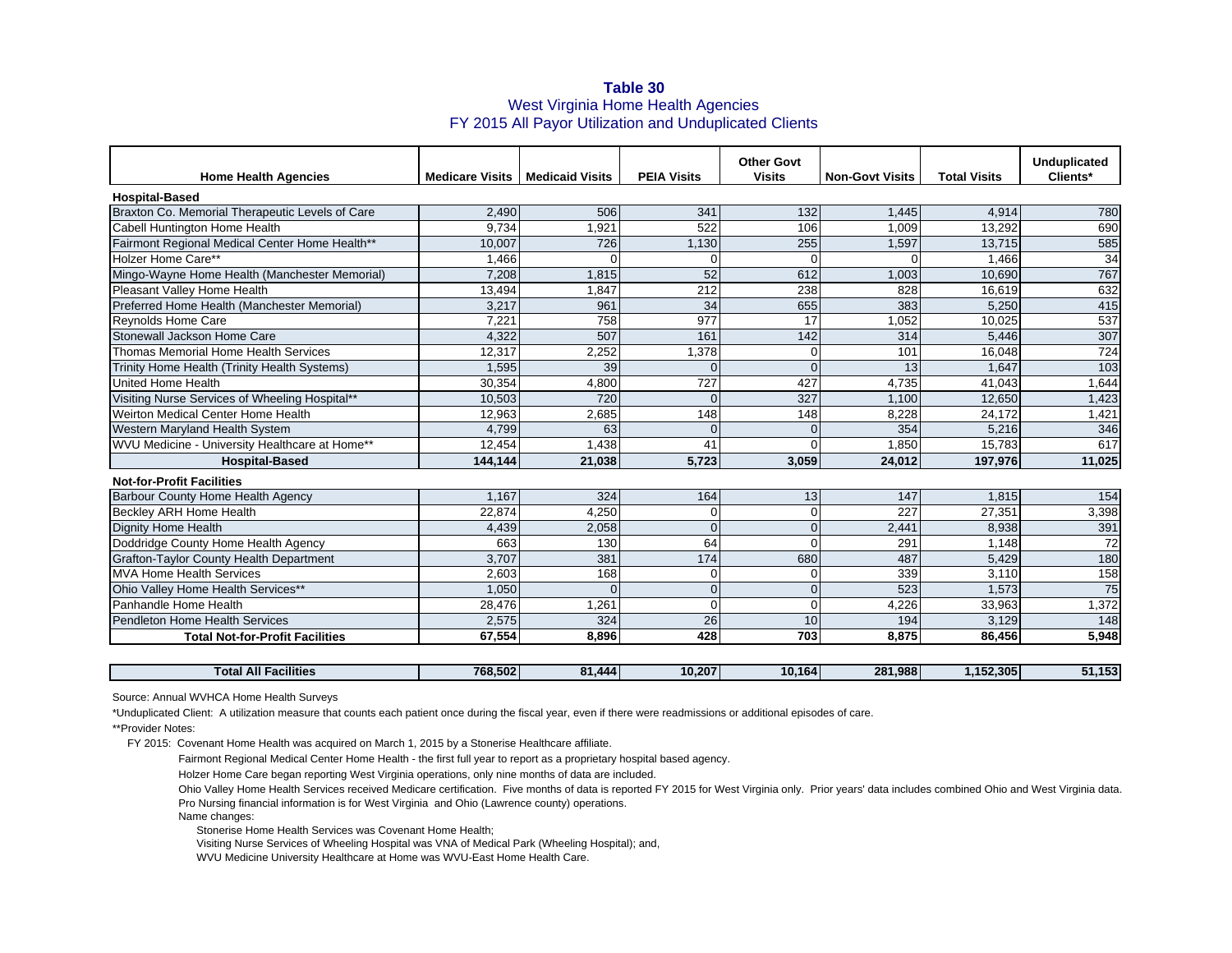**Table 30**
West Virginia Home Health Agencies
FY 2015 All Payor Utilization and Unduplicated Clients

| Home Health Agencies | Medicare Visits | Medicaid Visits | PEIA Visits | Other Govt Visits | Non-Govt Visits | Total Visits | Unduplicated Clients* |
|---|---|---|---|---|---|---|---|
| **Hospital-Based** | | | | | | | |
| Braxton Co. Memorial Therapeutic Levels of Care | 2,490 | 506 | 341 | 132 | 1,445 | 4,914 | 780 |
| Cabell Huntington Home Health | 9,734 | 1,921 | 522 | 106 | 1,009 | 13,292 | 690 |
| Fairmont Regional Medical Center Home Health** | 10,007 | 726 | 1,130 | 255 | 1,597 | 13,715 | 585 |
| Holzer Home Care** | 1,466 | 0 | 0 | 0 | 0 | 1,466 | 34 |
| Mingo-Wayne Home Health (Manchester Memorial) | 7,208 | 1,815 | 52 | 612 | 1,003 | 10,690 | 767 |
| Pleasant Valley Home Health | 13,494 | 1,847 | 212 | 238 | 828 | 16,619 | 632 |
| Preferred Home Health (Manchester Memorial) | 3,217 | 961 | 34 | 655 | 383 | 5,250 | 415 |
| Reynolds Home Care | 7,221 | 758 | 977 | 17 | 1,052 | 10,025 | 537 |
| Stonewall Jackson Home Care | 4,322 | 507 | 161 | 142 | 314 | 5,446 | 307 |
| Thomas Memorial Home Health Services | 12,317 | 2,252 | 1,378 | 0 | 101 | 16,048 | 724 |
| Trinity Home Health (Trinity Health Systems) | 1,595 | 39 | 0 | 0 | 13 | 1,647 | 103 |
| United Home Health | 30,354 | 4,800 | 727 | 427 | 4,735 | 41,043 | 1,644 |
| Visiting Nurse Services of Wheeling Hospital** | 10,503 | 720 | 0 | 327 | 1,100 | 12,650 | 1,423 |
| Weirton Medical Center Home Health | 12,963 | 2,685 | 148 | 148 | 8,228 | 24,172 | 1,421 |
| Western Maryland Health System | 4,799 | 63 | 0 | 0 | 354 | 5,216 | 346 |
| WVU Medicine - University Healthcare at Home** | 12,454 | 1,438 | 41 | 0 | 1,850 | 15,783 | 617 |
| **Hospital-Based** | **144,144** | **21,038** | **5,723** | **3,059** | **24,012** | **197,976** | **11,025** |
| **Not-for-Profit Facilities** | | | | | | | |
| Barbour County Home Health Agency | 1,167 | 324 | 164 | 13 | 147 | 1,815 | 154 |
| Beckley ARH Home Health | 22,874 | 4,250 | 0 | 0 | 227 | 27,351 | 3,398 |
| Dignity Home Health | 4,439 | 2,058 | 0 | 0 | 2,441 | 8,938 | 391 |
| Doddridge County Home Health Agency | 663 | 130 | 64 | 0 | 291 | 1,148 | 72 |
| Grafton-Taylor County Health Department | 3,707 | 381 | 174 | 680 | 487 | 5,429 | 180 |
| MVA Home Health Services | 2,603 | 168 | 0 | 0 | 339 | 3,110 | 158 |
| Ohio Valley Home Health Services** | 1,050 | 0 | 0 | 0 | 523 | 1,573 | 75 |
| Panhandle Home Health | 28,476 | 1,261 | 0 | 0 | 4,226 | 33,963 | 1,372 |
| Pendleton Home Health Services | 2,575 | 324 | 26 | 10 | 194 | 3,129 | 148 |
| **Total Not-for-Profit Facilities** | **67,554** | **8,896** | **428** | **703** | **8,875** | **86,456** | **5,948** |
| **Total All Facilities** | **768,502** | **81,444** | **10,207** | **10,164** | **281,988** | **1,152,305** | **51,153** |

Source: Annual WVHCA Home Health Surveys

*Unduplicated Client: A utilization measure that counts each patient once during the fiscal year, even if there were readmissions or additional episodes of care.

**Provider Notes:

FY 2015: Covenant Home Health was acquired on March 1, 2015 by a Stonerise Healthcare affiliate.

Fairmont Regional Medical Center Home Health - the first full year to report as a proprietary hospital based agency.

Holzer Home Care began reporting West Virginia operations, only nine months of data are included.

Ohio Valley Home Health Services received Medicare certification. Five months of data is reported FY 2015 for West Virginia only. Prior years' data includes combined Ohio and West Virginia data.

Pro Nursing financial information is for West Virginia and Ohio (Lawrence county) operations.

Name changes:

Stonerise Home Health Services was Covenant Home Health;

Visiting Nurse Services of Wheeling Hospital was VNA of Medical Park (Wheeling Hospital); and,

WVU Medicine University Healthcare at Home was WVU-East Home Health Care.